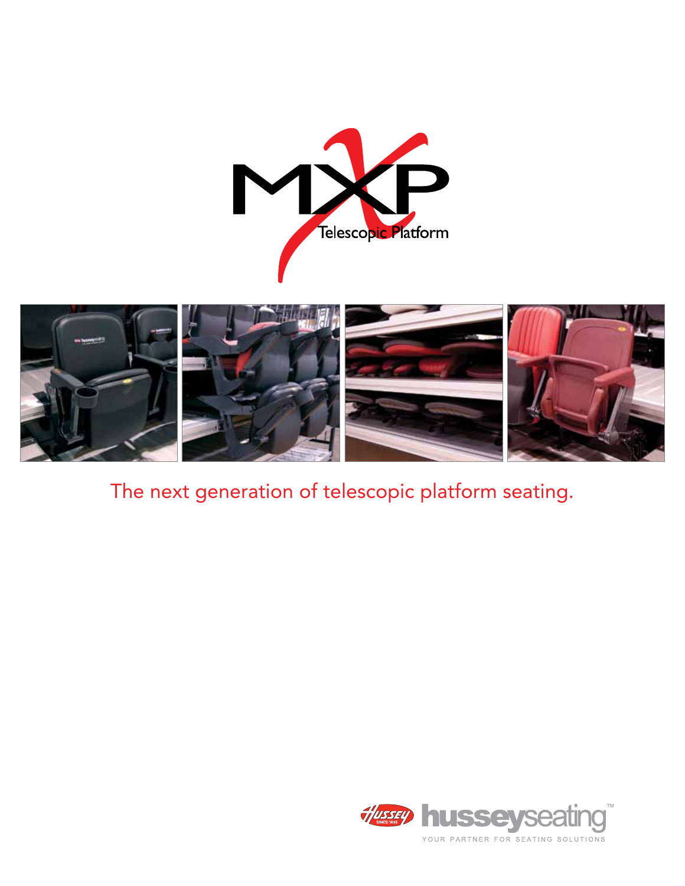# MXP

Telescopic Platform

The next generation of telescopic platform seating.

Hussey SINCE 1835 husseyseating™

YOUR PARTNER FOR SEATING SOLUTIONS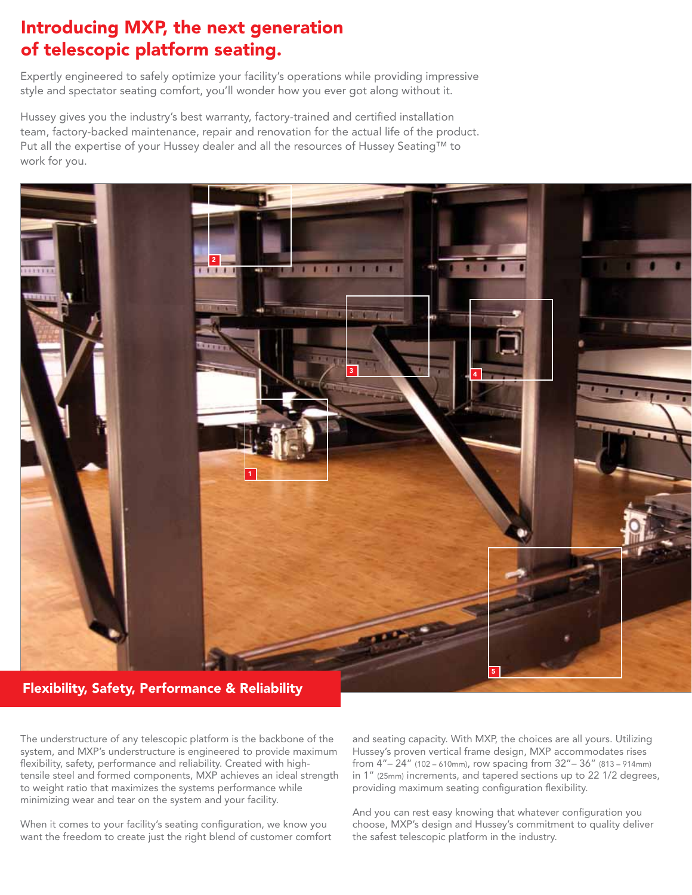# Introducing MXP, the next generation of telescopic platform seating.

Expertly engineered to safely optimize your facility's operations while providing impressive style and spectator seating comfort, you'll wonder how you ever got along without it.

Hussey gives you the industry's best warranty, factory-trained and certified installation team, factory-backed maintenance, repair and renovation for the actual life of the product. Put all the expertise of your Hussey dealer and all the resources of Hussey Seating™ to work for you.

## Flexibility, Safety, Performance & Reliability

The understructure of any telescopic platform is the backbone of the system, and MXP's understructure is engineered to provide maximum flexibility, safety, performance and reliability. Created with high-tensile steel and formed components, MXP achieves an ideal strength to weight ratio that maximizes the systems performance while minimizing wear and tear on the system and your facility.

When it comes to your facility's seating configuration, we know you want the freedom to create just the right blend of customer comfort and seating capacity. With MXP, the choices are all yours. Utilizing Hussey's proven vertical frame design, MXP accommodates rises from 4"– 24" (102 – 610mm), row spacing from 32"– 36" (813 – 914mm) in 1" (25mm) increments, and tapered sections up to 22 1/2 degrees, providing maximum seating configuration flexibility.

And you can rest easy knowing that whatever configuration you choose, MXP's design and Hussey's commitment to quality deliver the safest telescopic platform in the industry.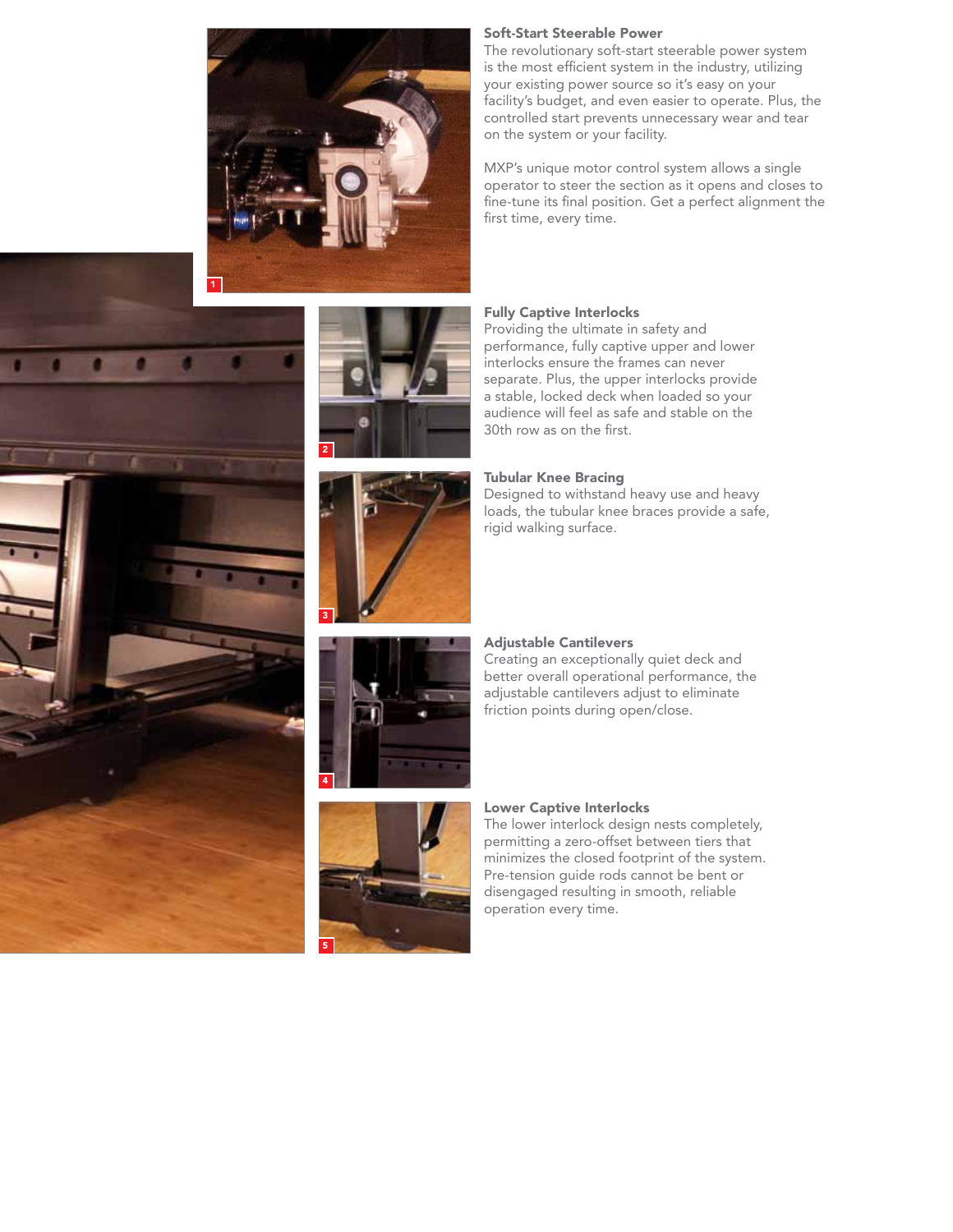### Soft-Start Steerable Power

The revolutionary soft-start steerable power system is the most efficient system in the industry, utilizing your existing power source so it's easy on your facility's budget, and even easier to operate. Plus, the controlled start prevents unnecessary wear and tear on the system or your facility.

MXP's unique motor control system allows a single operator to steer the section as it opens and closes to fine-tune its final position. Get a perfect alignment the first time, every time.

### Fully Captive Interlocks

Providing the ultimate in safety and performance, fully captive upper and lower interlocks ensure the frames can never separate. Plus, the upper interlocks provide a stable, locked deck when loaded so your audience will feel as safe and stable on the 30th row as on the first.

### Tubular Knee Bracing

Designed to withstand heavy use and heavy loads, the tubular knee braces provide a safe, rigid walking surface.

### Adjustable Cantilevers

Creating an exceptionally quiet deck and better overall operational performance, the adjustable cantilevers adjust to eliminate friction points during open/close.

### Lower Captive Interlocks

The lower interlock design nests completely, permitting a zero-offset between tiers that minimizes the closed footprint of the system. Pre-tension guide rods cannot be bent or disengaged resulting in smooth, reliable operation every time.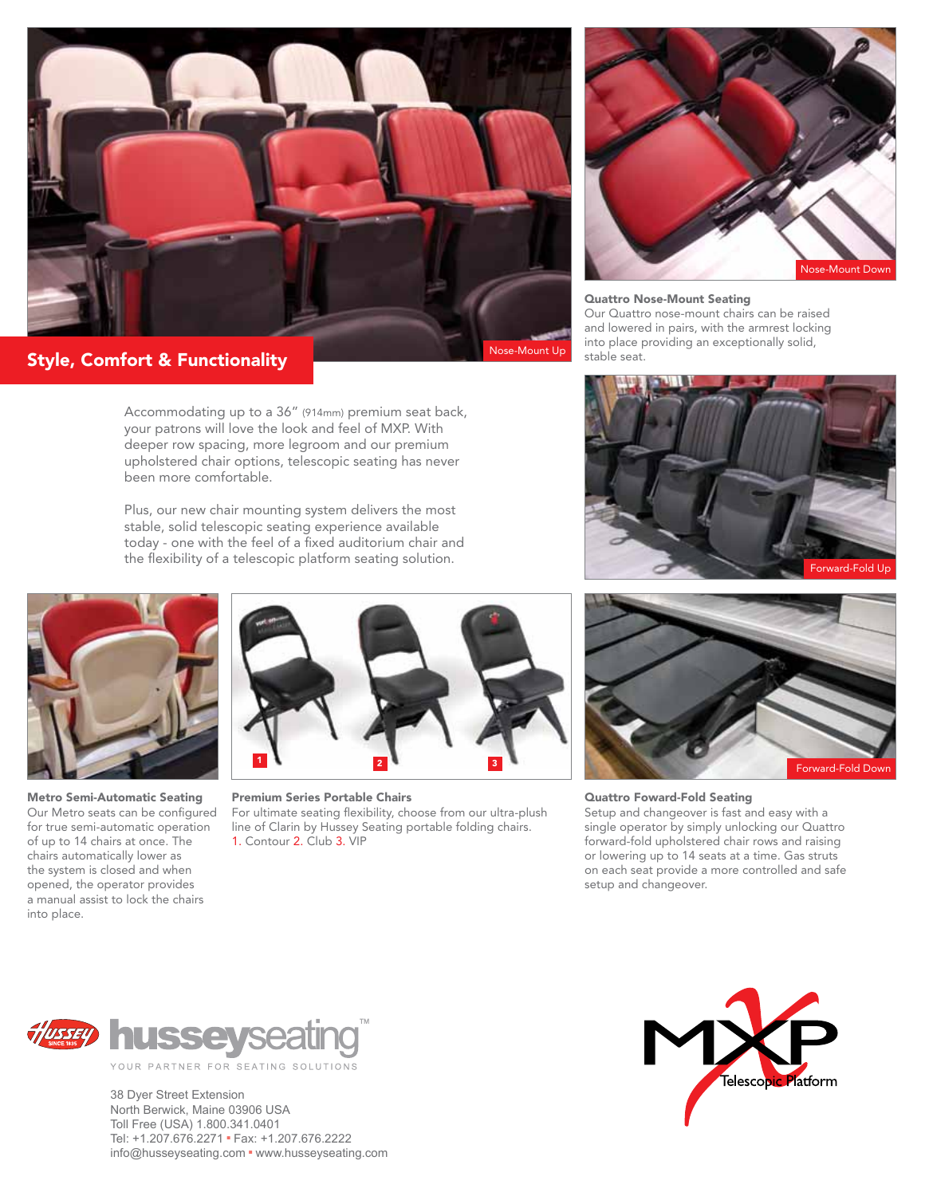## Style, Comfort & Functionality

Nose-Mount Up

Nose-Mount Down

**Quattro Nose-Mount Seating**
Our Quattro nose-mount chairs can be raised and lowered in pairs, with the armrest locking into place providing an exceptionally solid, stable seat.

Accommodating up to a 36" (914mm) premium seat back, your patrons will love the look and feel of MXP. With deeper row spacing, more legroom and our premium upholstered chair options, telescopic seating has never been more comfortable.

Plus, our new chair mounting system delivers the most stable, solid telescopic seating experience available today - one with the feel of a fixed auditorium chair and the flexibility of a telescopic platform seating solution.

Forward-Fold Up

Forward-Fold Down

**Metro Semi-Automatic Seating**
Our Metro seats can be configured for true semi-automatic operation of up to 14 chairs at once. The chairs automatically lower as the system is closed and when opened, the operator provides a manual assist to lock the chairs into place.

**Premium Series Portable Chairs**
For ultimate seating flexibility, choose from our ultra-plush line of Clarin by Hussey Seating portable folding chairs.
1. Contour 2. Club 3. VIP

**Quattro Foward-Fold Seating**
Setup and changeover is fast and easy with a single operator by simply unlocking our Quattro forward-fold upholstered chair rows and raising or lowering up to 14 seats at a time. Gas struts on each seat provide a more controlled and safe setup and changeover.

husseyseating™
YOUR PARTNER FOR SEATING SOLUTIONS

38 Dyer Street Extension
North Berwick, Maine 03906 USA
Toll Free (USA) 1.800.341.0401
Tel: +1.207.676.2271 ▪ Fax: +1.207.676.2222
info@husseyseating.com ▪ www.husseyseating.com

MXP Telescopic Platform